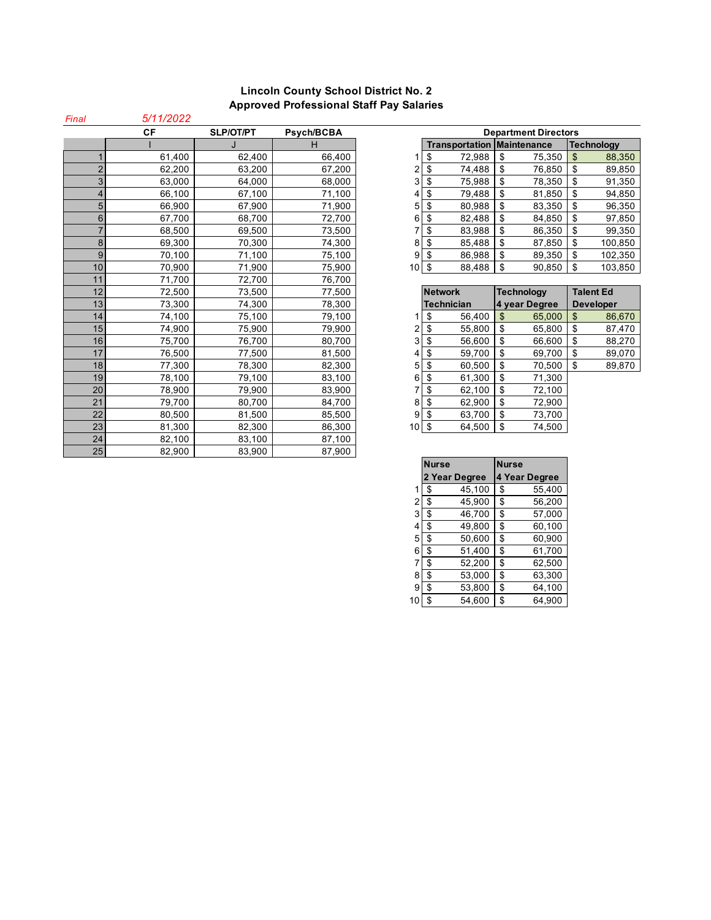# Lincoln County School District No. 2
## Approved Professional Staff Pay Salaries

*Final* *5/11/2022*

| | CF | SLP/OT/PT | Psych/BCBA |
|---|---|---|---|
| | I | J | H |
| 1 | 61,400 | 62,400 | 66,400 |
| 2 | 62,200 | 63,200 | 67,200 |
| 3 | 63,000 | 64,000 | 68,000 |
| 4 | 66,100 | 67,100 | 71,100 |
| 5 | 66,900 | 67,900 | 71,900 |
| 6 | 67,700 | 68,700 | 72,700 |
| 7 | 68,500 | 69,500 | 73,500 |
| 8 | 69,300 | 70,300 | 74,300 |
| 9 | 70,100 | 71,100 | 75,100 |
| 10 | 70,900 | 71,900 | 75,900 |
| 11 | 71,700 | 72,700 | 76,700 |
| 12 | 72,500 | 73,500 | 77,500 |
| 13 | 73,300 | 74,300 | 78,300 |
| 14 | 74,100 | 75,100 | 79,100 |
| 15 | 74,900 | 75,900 | 79,900 |
| 16 | 75,700 | 76,700 | 80,700 |
| 17 | 76,500 | 77,500 | 81,500 |
| 18 | 77,300 | 78,300 | 82,300 |
| 19 | 78,100 | 79,100 | 83,100 |
| 20 | 78,900 | 79,900 | 83,900 |
| 21 | 79,700 | 80,700 | 84,700 |
| 22 | 80,500 | 81,500 | 85,500 |
| 23 | 81,300 | 82,300 | 86,300 |
| 24 | 82,100 | 83,100 | 87,100 |
| 25 | 82,900 | 83,900 | 87,900 |

**Department Directors**

| | Transportation | Maintenance | Technology |
|---|---|---|---|
| 1 | $ 72,988 | $ 75,350 | $ 88,350 |
| 2 | $ 74,488 | $ 76,850 | $ 89,850 |
| 3 | $ 75,988 | $ 78,350 | $ 91,350 |
| 4 | $ 79,488 | $ 81,850 | $ 94,850 |
| 5 | $ 80,988 | $ 83,350 | $ 96,350 |
| 6 | $ 82,488 | $ 84,850 | $ 97,850 |
| 7 | $ 83,988 | $ 86,350 | $ 99,350 |
| 8 | $ 85,488 | $ 87,850 | $ 100,850 |
| 9 | $ 86,988 | $ 89,350 | $ 102,350 |
| 10 | $ 88,488 | $ 90,850 | $ 103,850 |

| | Network Technician | Technology 4 year Degree | Talent Ed Developer |
|---|---|---|---|
| 1 | $ 56,400 | $ 65,000 | $ 86,670 |
| 2 | $ 55,800 | $ 65,800 | $ 87,470 |
| 3 | $ 56,600 | $ 66,600 | $ 88,270 |
| 4 | $ 59,700 | $ 69,700 | $ 89,070 |
| 5 | $ 60,500 | $ 70,500 | $ 89,870 |
| 6 | $ 61,300 | $ 71,300 | |
| 7 | $ 62,100 | $ 72,100 | |
| 8 | $ 62,900 | $ 72,900 | |
| 9 | $ 63,700 | $ 73,700 | |
| 10 | $ 64,500 | $ 74,500 | |

| | Nurse 2 Year Degree | Nurse 4 Year Degree |
|---|---|---|
| 1 | $ 45,100 | $ 55,400 |
| 2 | $ 45,900 | $ 56,200 |
| 3 | $ 46,700 | $ 57,000 |
| 4 | $ 49,800 | $ 60,100 |
| 5 | $ 50,600 | $ 60,900 |
| 6 | $ 51,400 | $ 61,700 |
| 7 | $ 52,200 | $ 62,500 |
| 8 | $ 53,000 | $ 63,300 |
| 9 | $ 53,800 | $ 64,100 |
| 10 | $ 54,600 | $ 64,900 |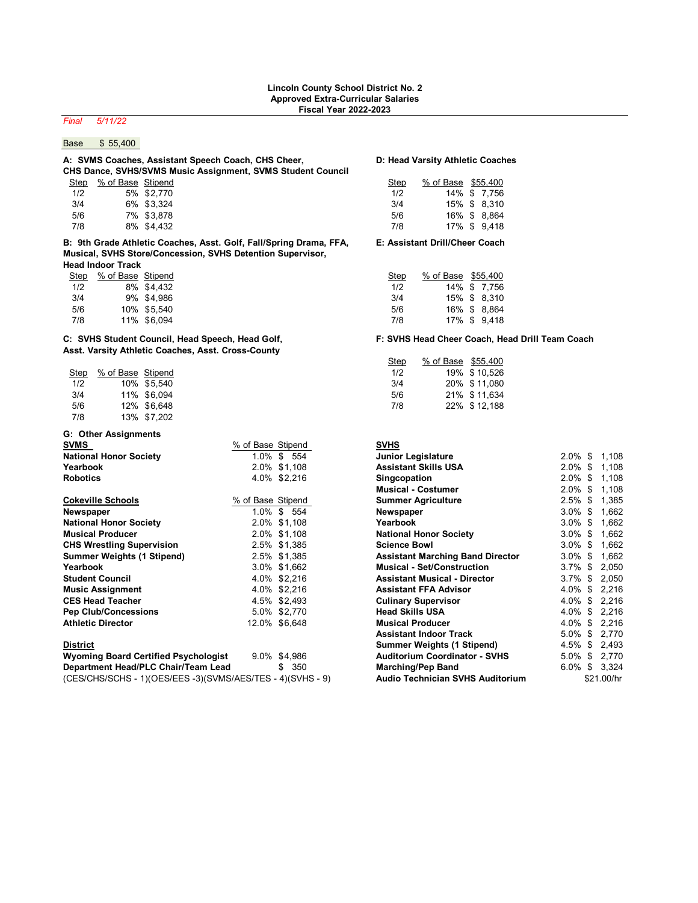**Lincoln County School District No. 2**
**Approved Extra-Curricular Salaries**
**Fiscal Year 2022-2023**

*Final 5/11/22*

Base $ 55,400

**A: SVMS Coaches, Assistant Speech Coach, CHS Cheer, CHS Dance, SVHS/SVMS Music Assignment, SVMS Student Council**

| Step | % of Base | Stipend |
|---|---|---|
| 1/2 | 5% | $2,770 |
| 3/4 | 6% | $3,324 |
| 5/6 | 7% | $3,878 |
| 7/8 | 8% | $4,432 |

**B: 9th Grade Athletic Coaches, Asst. Golf, Fall/Spring Drama, FFA, Musical, SVHS Store/Concession, SVHS Detention Supervisor, Head Indoor Track**

| Step | % of Base | Stipend |
|---|---|---|
| 1/2 | 8% | $4,432 |
| 3/4 | 9% | $4,986 |
| 5/6 | 10% | $5,540 |
| 7/8 | 11% | $6,094 |

**C: SVHS Student Council, Head Speech, Head Golf, Asst. Varsity Athletic Coaches, Asst. Cross-County**

| Step | % of Base | Stipend |
|---|---|---|
| 1/2 | 10% | $5,540 |
| 3/4 | 11% | $6,094 |
| 5/6 | 12% | $6,648 |
| 7/8 | 13% | $7,202 |

**D: Head Varsity Athletic Coaches**

| Step | % of Base | $55,400 |
|---|---|---|
| 1/2 | 14% | $ 7,756 |
| 3/4 | 15% | $ 8,310 |
| 5/6 | 16% | $ 8,864 |
| 7/8 | 17% | $ 9,418 |

**E: Assistant Drill/Cheer Coach**

| Step | % of Base | $55,400 |
|---|---|---|
| 1/2 | 14% | $ 7,756 |
| 3/4 | 15% | $ 8,310 |
| 5/6 | 16% | $ 8,864 |
| 7/8 | 17% | $ 9,418 |

**F: SVHS Head Cheer Coach, Head Drill Team Coach**

| Step | % of Base | $55,400 |
|---|---|---|
| 1/2 | 19% | $ 10,526 |
| 3/4 | 20% | $ 11,080 |
| 5/6 | 21% | $ 11,634 |
| 7/8 | 22% | $ 12,188 |

**G: Other Assignments**

| **SVMS** | % of Base | Stipend |
|---|---|---|
| **National Honor Society** | 1.0% | $ 554 |
| **Yearbook** | 2.0% | $1,108 |
| **Robotics** | 4.0% | $2,216 |

| **Cokeville Schools** | % of Base | Stipend |
|---|---|---|
| **Newspaper** | 1.0% | $ 554 |
| **National Honor Society** | 2.0% | $1,108 |
| **Musical Producer** | 2.0% | $1,108 |
| **CHS Wrestling Supervision** | 2.5% | $1,385 |
| **Summer Weights (1 Stipend)** | 2.5% | $1,385 |
| **Yearbook** | 3.0% | $1,662 |
| **Student Council** | 4.0% | $2,216 |
| **Music Assignment** | 4.0% | $2,216 |
| **CES Head Teacher** | 4.5% | $2,493 |
| **Pep Club/Concessions** | 5.0% | $2,770 |
| **Athletic Director** | 12.0% | $6,648 |

| **District** | | |
|---|---|---|
| **Wyoming Board Certified Psychologist** | 9.0% | $4,986 |
| **Department Head/PLC Chair/Team Lead** | | $ 350 |

(CES/CHS/SCHS - 1)(OES/EES -3)(SVMS/AES/TES - 4)(SVHS - 9)

| **SVHS** | | |
|---|---|---|
| **Junior Legislature** | 2.0% | $ 1,108 |
| **Assistant Skills USA** | 2.0% | $ 1,108 |
| **Singcopation** | 2.0% | $ 1,108 |
| **Musical - Costumer** | 2.0% | $ 1,108 |
| **Summer Agriculture** | 2.5% | $ 1,385 |
| **Newspaper** | 3.0% | $ 1,662 |
| **Yearbook** | 3.0% | $ 1,662 |
| **National Honor Society** | 3.0% | $ 1,662 |
| **Science Bowl** | 3.0% | $ 1,662 |
| **Assistant Marching Band Director** | 3.0% | $ 1,662 |
| **Musical - Set/Construction** | 3.7% | $ 2,050 |
| **Assistant Musical - Director** | 3.7% | $ 2,050 |
| **Assistant FFA Advisor** | 4.0% | $ 2,216 |
| **Culinary Supervisor** | 4.0% | $ 2,216 |
| **Head Skills USA** | 4.0% | $ 2,216 |
| **Musical Producer** | 4.0% | $ 2,216 |
| **Assistant Indoor Track** | 5.0% | $ 2,770 |
| **Summer Weights (1 Stipend)** | 4.5% | $ 2,493 |
| **Auditorium Coordinator - SVHS** | 5.0% | $ 2,770 |
| **Marching/Pep Band** | 6.0% | $ 3,324 |
| **Audio Technician SVHS Auditorium** | | $21.00/hr |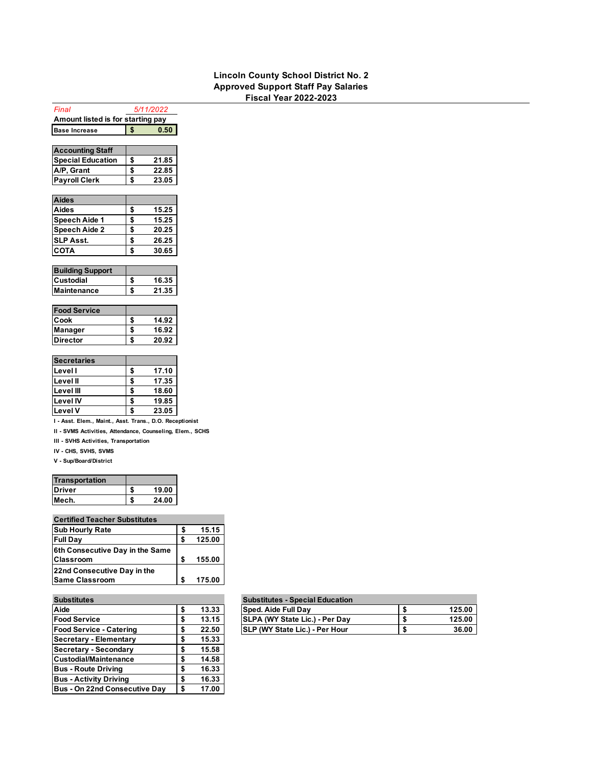**Lincoln County School District No. 2**
**Approved Support Staff Pay Salaries**
**Fiscal Year 2022-2023**

*Final* *5/11/2022*

**Amount listed is for starting pay**

| Base Increase | $ | 0.50 |
|---|---|---|

| Accounting Staff | | |
|---|---|---|
| Special Education | $ | 21.85 |
| A/P, Grant | $ | 22.85 |
| Payroll Clerk | $ | 23.05 |

| Aides | | |
|---|---|---|
| Aides | $ | 15.25 |
| Speech Aide 1 | $ | 15.25 |
| Speech Aide 2 | $ | 20.25 |
| SLP Asst. | $ | 26.25 |
| COTA | $ | 30.65 |

| Building Support | | |
|---|---|---|
| Custodial | $ | 16.35 |
| Maintenance | $ | 21.35 |

| Food Service | | |
|---|---|---|
| Cook | $ | 14.92 |
| Manager | $ | 16.92 |
| Director | $ | 20.92 |

| Secretaries | | |
|---|---|---|
| Level I | $ | 17.10 |
| Level II | $ | 17.35 |
| Level III | $ | 18.60 |
| Level IV | $ | 19.85 |
| Level V | $ | 23.05 |

I - Asst. Elem., Maint., Asst. Trans., D.O. Receptionist
II - SVMS Activities, Attendance, Counseling, Elem., SCHS
III - SVHS Activities, Transportation
IV - CHS, SVHS, SVMS
V - Sup/Board/District

| Transportation | | |
|---|---|---|
| Driver | $ | 19.00 |
| Mech. | $ | 24.00 |

| Certified Teacher Substitutes | | |
|---|---|---|
| Sub Hourly Rate | $ | 15.15 |
| Full Day | $ | 125.00 |
| 6th Consecutive Day in the Same Classroom | $ | 155.00 |
| 22nd Consecutive Day in the Same Classroom | $ | 175.00 |

| Substitutes | | |
|---|---|---|
| Aide | $ | 13.33 |
| Food Service | $ | 13.15 |
| Food Service - Catering | $ | 22.50 |
| Secretary - Elementary | $ | 15.33 |
| Secretary - Secondary | $ | 15.58 |
| Custodial/Maintenance | $ | 14.58 |
| Bus - Route Driving | $ | 16.33 |
| Bus - Activity Driving | $ | 16.33 |
| Bus - On 22nd Consecutive Day | $ | 17.00 |

| Substitutes - Special Education | | |
|---|---|---|
| Sped. Aide Full Day | $ | 125.00 |
| SLPA (WY State Lic.) - Per Day | $ | 125.00 |
| SLP (WY State Lic.) - Per Hour | $ | 36.00 |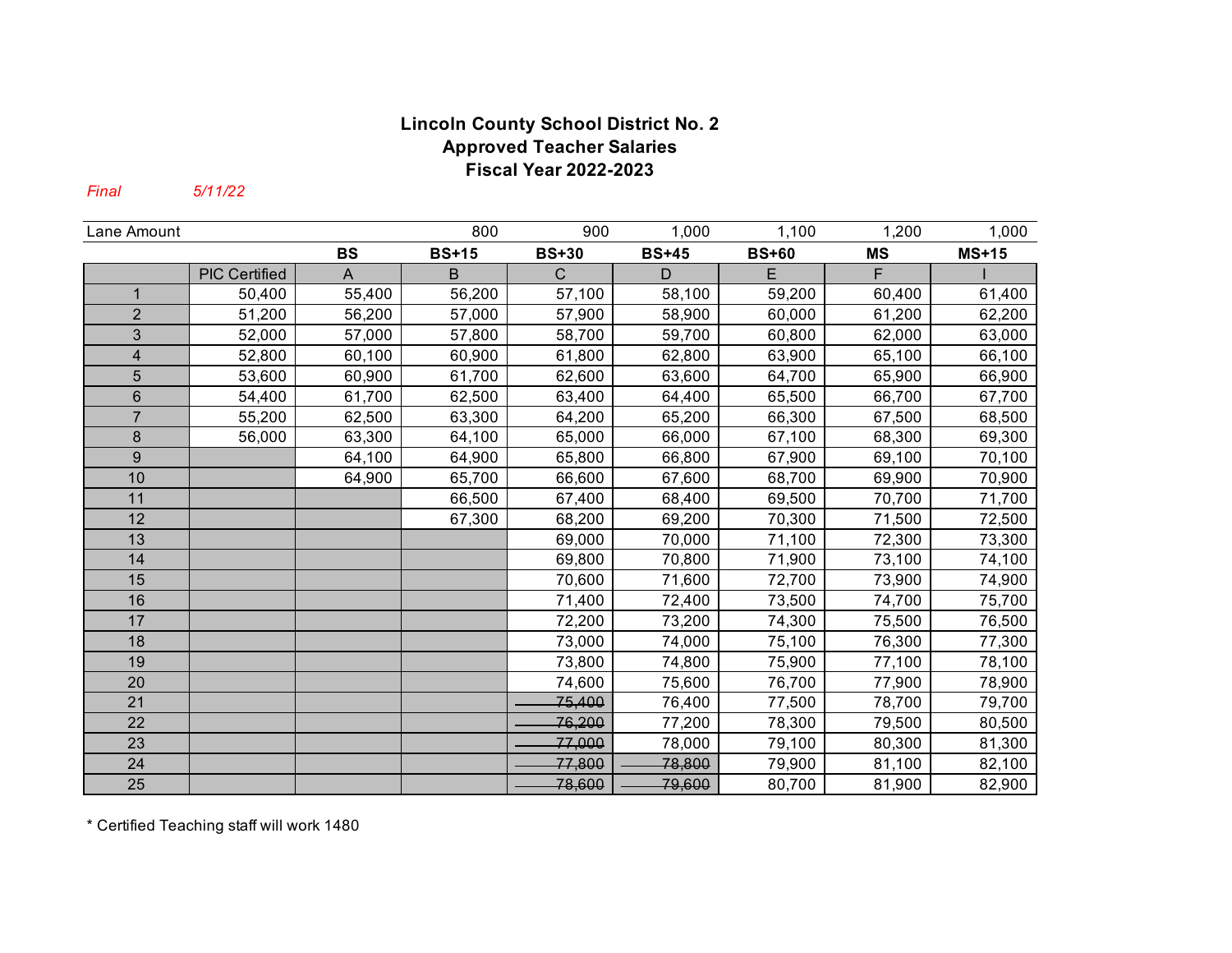**Lincoln County School District No. 2**
**Approved Teacher Salaries**
**Fiscal Year 2022-2023**

*Final* *5/11/22*

| Lane Amount | | | 800 | 900 | 1,000 | 1,100 | 1,200 | 1,000 |
|---|---|---|---|---|---|---|---|---|
| | | **BS** | **BS+15** | **BS+30** | **BS+45** | **BS+60** | **MS** | **MS+15** |
| | PIC Certified | A | B | C | D | E | F | I |
| 1 | 50,400 | 55,400 | 56,200 | 57,100 | 58,100 | 59,200 | 60,400 | 61,400 |
| 2 | 51,200 | 56,200 | 57,000 | 57,900 | 58,900 | 60,000 | 61,200 | 62,200 |
| 3 | 52,000 | 57,000 | 57,800 | 58,700 | 59,700 | 60,800 | 62,000 | 63,000 |
| 4 | 52,800 | 60,100 | 60,900 | 61,800 | 62,800 | 63,900 | 65,100 | 66,100 |
| 5 | 53,600 | 60,900 | 61,700 | 62,600 | 63,600 | 64,700 | 65,900 | 66,900 |
| 6 | 54,400 | 61,700 | 62,500 | 63,400 | 64,400 | 65,500 | 66,700 | 67,700 |
| 7 | 55,200 | 62,500 | 63,300 | 64,200 | 65,200 | 66,300 | 67,500 | 68,500 |
| 8 | 56,000 | 63,300 | 64,100 | 65,000 | 66,000 | 67,100 | 68,300 | 69,300 |
| 9 | | 64,100 | 64,900 | 65,800 | 66,800 | 67,900 | 69,100 | 70,100 |
| 10 | | 64,900 | 65,700 | 66,600 | 67,600 | 68,700 | 69,900 | 70,900 |
| 11 | | | 66,500 | 67,400 | 68,400 | 69,500 | 70,700 | 71,700 |
| 12 | | | 67,300 | 68,200 | 69,200 | 70,300 | 71,500 | 72,500 |
| 13 | | | | 69,000 | 70,000 | 71,100 | 72,300 | 73,300 |
| 14 | | | | 69,800 | 70,800 | 71,900 | 73,100 | 74,100 |
| 15 | | | | 70,600 | 71,600 | 72,700 | 73,900 | 74,900 |
| 16 | | | | 71,400 | 72,400 | 73,500 | 74,700 | 75,700 |
| 17 | | | | 72,200 | 73,200 | 74,300 | 75,500 | 76,500 |
| 18 | | | | 73,000 | 74,000 | 75,100 | 76,300 | 77,300 |
| 19 | | | | 73,800 | 74,800 | 75,900 | 77,100 | 78,100 |
| 20 | | | | 74,600 | 75,600 | 76,700 | 77,900 | 78,900 |
| 21 | | | | ~~75,400~~ | 76,400 | 77,500 | 78,700 | 79,700 |
| 22 | | | | ~~76,200~~ | 77,200 | 78,300 | 79,500 | 80,500 |
| 23 | | | | ~~77,000~~ | 78,000 | 79,100 | 80,300 | 81,300 |
| 24 | | | | ~~77,800~~ | ~~78,800~~ | 79,900 | 81,100 | 82,100 |
| 25 | | | | ~~78,600~~ | ~~79,600~~ | 80,700 | 81,900 | 82,900 |

* Certified Teaching staff will work 1480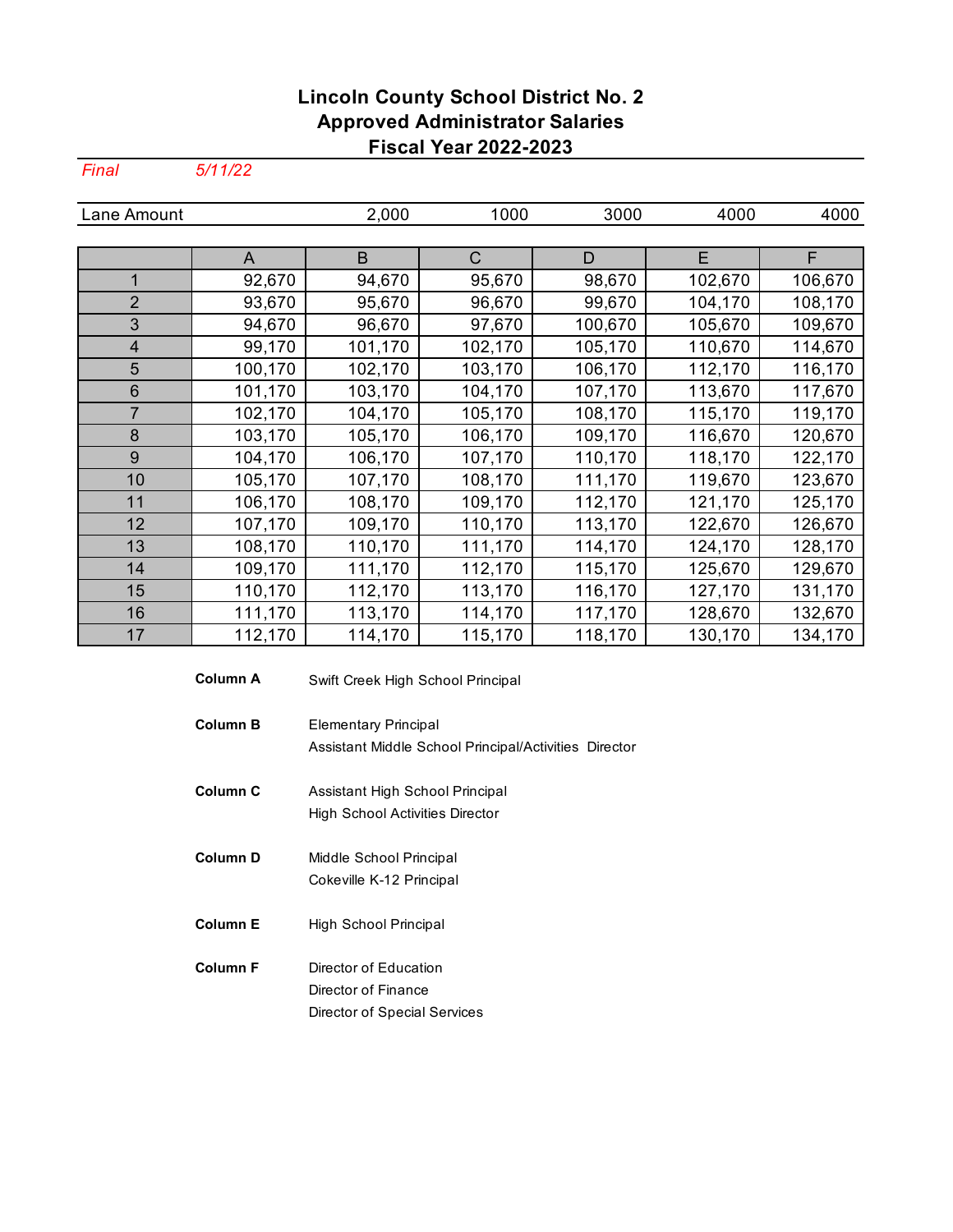# Lincoln County School District No. 2
## Approved Administrator Salaries
## Fiscal Year 2022-2023

*Final* *5/11/22*

| Lane Amount | | 2,000 | 1000 | 3000 | 4000 | 4000 |
|---|---|---|---|---|---|---|

| | A | B | C | D | E | F |
|---|---|---|---|---|---|---|
| 1 | 92,670 | 94,670 | 95,670 | 98,670 | 102,670 | 106,670 |
| 2 | 93,670 | 95,670 | 96,670 | 99,670 | 104,170 | 108,170 |
| 3 | 94,670 | 96,670 | 97,670 | 100,670 | 105,670 | 109,670 |
| 4 | 99,170 | 101,170 | 102,170 | 105,170 | 110,670 | 114,670 |
| 5 | 100,170 | 102,170 | 103,170 | 106,170 | 112,170 | 116,170 |
| 6 | 101,170 | 103,170 | 104,170 | 107,170 | 113,670 | 117,670 |
| 7 | 102,170 | 104,170 | 105,170 | 108,170 | 115,170 | 119,170 |
| 8 | 103,170 | 105,170 | 106,170 | 109,170 | 116,670 | 120,670 |
| 9 | 104,170 | 106,170 | 107,170 | 110,170 | 118,170 | 122,170 |
| 10 | 105,170 | 107,170 | 108,170 | 111,170 | 119,670 | 123,670 |
| 11 | 106,170 | 108,170 | 109,170 | 112,170 | 121,170 | 125,170 |
| 12 | 107,170 | 109,170 | 110,170 | 113,170 | 122,670 | 126,670 |
| 13 | 108,170 | 110,170 | 111,170 | 114,170 | 124,170 | 128,170 |
| 14 | 109,170 | 111,170 | 112,170 | 115,170 | 125,670 | 129,670 |
| 15 | 110,170 | 112,170 | 113,170 | 116,170 | 127,170 | 131,170 |
| 16 | 111,170 | 113,170 | 114,170 | 117,170 | 128,670 | 132,670 |
| 17 | 112,170 | 114,170 | 115,170 | 118,170 | 130,170 | 134,170 |

**Column A** Swift Creek High School Principal

**Column B** Elementary Principal
Assistant Middle School Principal/Activities Director

**Column C** Assistant High School Principal
High School Activities Director

**Column D** Middle School Principal
Cokeville K-12 Principal

**Column E** High School Principal

**Column F** Director of Education
Director of Finance
Director of Special Services